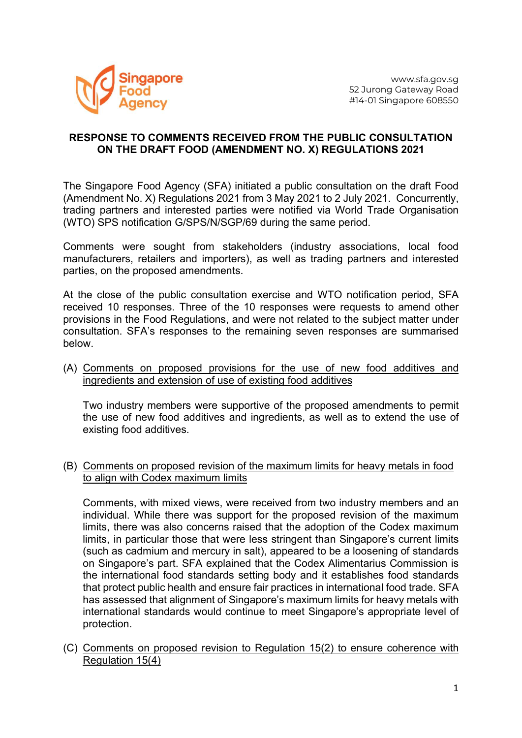Singapore Food Agency

www.sfa.gov.sg
52 Jurong Gateway Road
#14-01 Singapore 608550

# RESPONSE TO COMMENTS RECEIVED FROM THE PUBLIC CONSULTATION ON THE DRAFT FOOD (AMENDMENT NO. X) REGULATIONS 2021

The Singapore Food Agency (SFA) initiated a public consultation on the draft Food (Amendment No. X) Regulations 2021 from 3 May 2021 to 2 July 2021. Concurrently, trading partners and interested parties were notified via World Trade Organisation (WTO) SPS notification G/SPS/N/SGP/69 during the same period.

Comments were sought from stakeholders (industry associations, local food manufacturers, retailers and importers), as well as trading partners and interested parties, on the proposed amendments.

At the close of the public consultation exercise and WTO notification period, SFA received 10 responses. Three of the 10 responses were requests to amend other provisions in the Food Regulations, and were not related to the subject matter under consultation. SFA's responses to the remaining seven responses are summarised below.

(A) <u>Comments on proposed provisions for the use of new food additives and ingredients and extension of use of existing food additives</u>

Two industry members were supportive of the proposed amendments to permit the use of new food additives and ingredients, as well as to extend the use of existing food additives.

(B) <u>Comments on proposed revision of the maximum limits for heavy metals in food to align with Codex maximum limits</u>

Comments, with mixed views, were received from two industry members and an individual. While there was support for the proposed revision of the maximum limits, there was also concerns raised that the adoption of the Codex maximum limits, in particular those that were less stringent than Singapore's current limits (such as cadmium and mercury in salt), appeared to be a loosening of standards on Singapore's part. SFA explained that the Codex Alimentarius Commission is the international food standards setting body and it establishes food standards that protect public health and ensure fair practices in international food trade. SFA has assessed that alignment of Singapore's maximum limits for heavy metals with international standards would continue to meet Singapore's appropriate level of protection.

(C) <u>Comments on proposed revision to Regulation 15(2) to ensure coherence with Regulation 15(4)</u>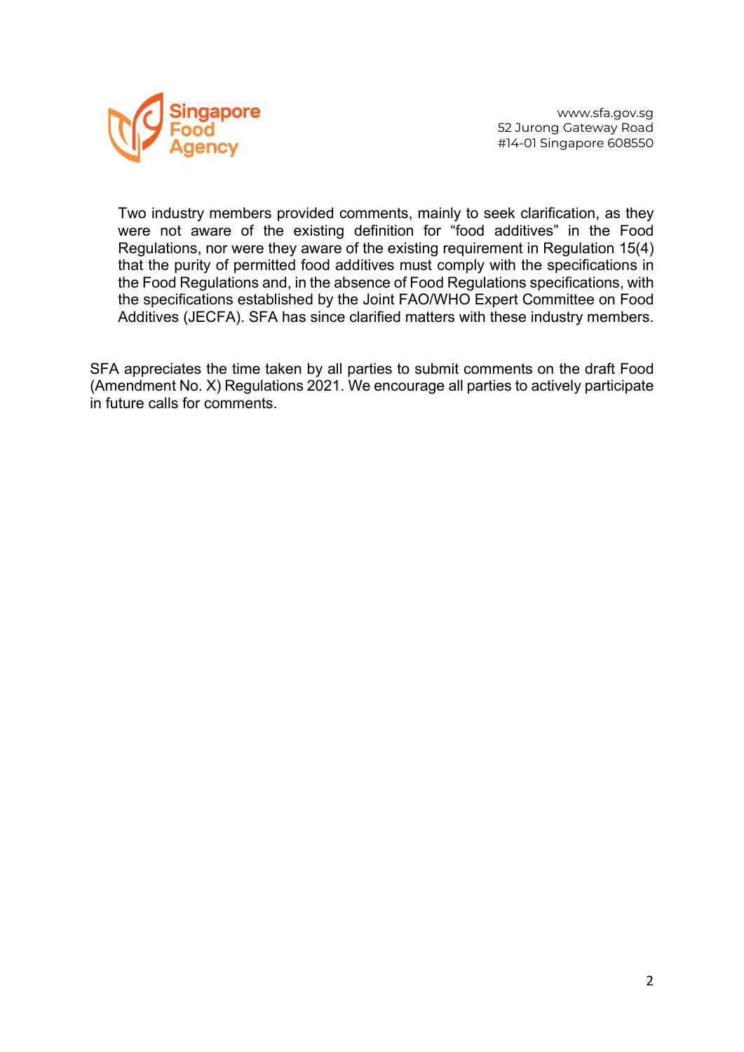Two industry members provided comments, mainly to seek clarification, as they were not aware of the existing definition for "food additives" in the Food Regulations, nor were they aware of the existing requirement in Regulation 15(4) that the purity of permitted food additives must comply with the specifications in the Food Regulations and, in the absence of Food Regulations specifications, with the specifications established by the Joint FAO/WHO Expert Committee on Food Additives (JECFA). SFA has since clarified matters with these industry members.

SFA appreciates the time taken by all parties to submit comments on the draft Food (Amendment No. X) Regulations 2021. We encourage all parties to actively participate in future calls for comments.